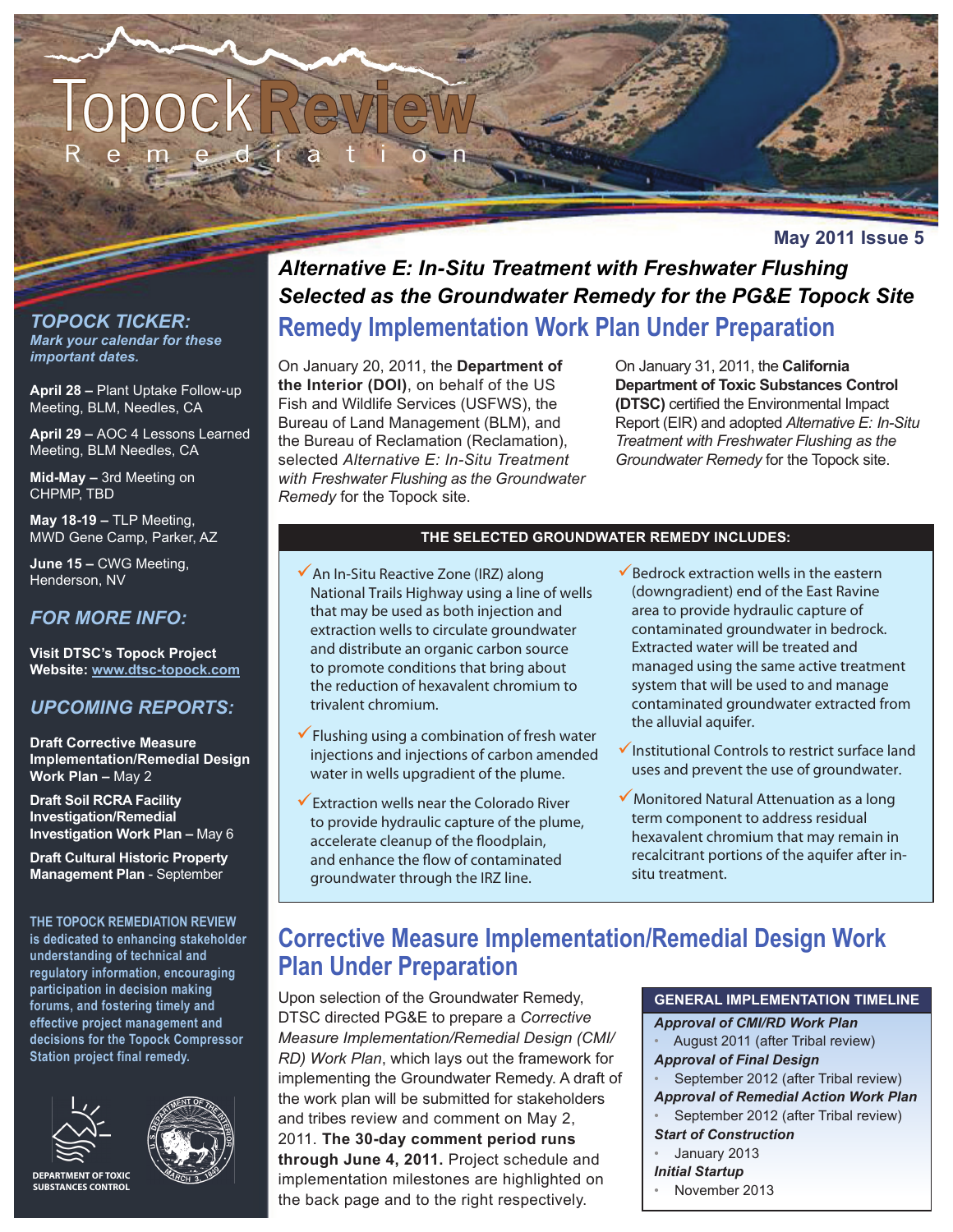# Topock Review

Remediation

May 2011 Issue 5

## *Alternative E: In-Situ Treatment with Freshwater Flushing Selected as the Groundwater Remedy for the PG&E Topock Site*

## Remedy Implementation Work Plan Under Preparation

On January 20, 2011, the **Department of the Interior (DOI)**, on behalf of the US Fish and Wildlife Services (USFWS), the Bureau of Land Management (BLM), and the Bureau of Reclamation (Reclamation), selected *Alternative E: In-Situ Treatment with Freshwater Flushing as the Groundwater Remedy* for the Topock site.

On January 31, 2011, the **California Department of Toxic Substances Control (DTSC)** certified the Environmental Impact Report (EIR) and adopted *Alternative E: In-Situ Treatment with Freshwater Flushing as the Groundwater Remedy* for the Topock site.

**THE SELECTED GROUNDWATER REMEDY INCLUDES:**

- ✓ An In-Situ Reactive Zone (IRZ) along National Trails Highway using a line of wells that may be used as both injection and extraction wells to circulate groundwater and distribute an organic carbon source to promote conditions that bring about the reduction of hexavalent chromium to trivalent chromium.
- ✓ Flushing using a combination of fresh water injections and injections of carbon amended water in wells upgradient of the plume.
- ✓ Extraction wells near the Colorado River to provide hydraulic capture of the plume, accelerate cleanup of the floodplain, and enhance the flow of contaminated groundwater through the IRZ line.
- ✓ Bedrock extraction wells in the eastern (downgradient) end of the East Ravine area to provide hydraulic capture of contaminated groundwater in bedrock. Extracted water will be treated and managed using the same active treatment system that will be used to and manage contaminated groundwater extracted from the alluvial aquifer.
- ✓ Institutional Controls to restrict surface land uses and prevent the use of groundwater.
- ✓ Monitored Natural Attenuation as a long term component to address residual hexavalent chromium that may remain in recalcitrant portions of the aquifer after in-situ treatment.

## Corrective Measure Implementation/Remedial Design Work Plan Under Preparation

Upon selection of the Groundwater Remedy, DTSC directed PG&E to prepare a *Corrective Measure Implementation/Remedial Design (CMI/RD) Work Plan*, which lays out the framework for implementing the Groundwater Remedy. A draft of the work plan will be submitted for stakeholders and tribes review and comment on May 2, 2011. **The 30-day comment period runs through June 4, 2011.** Project schedule and implementation milestones are highlighted on the back page and to the right respectively.

**GENERAL IMPLEMENTATION TIMELINE**

***Approval of CMI/RD Work Plan***
- August 2011 (after Tribal review)

***Approval of Final Design***
- September 2012 (after Tribal review)

***Approval of Remedial Action Work Plan***
- September 2012 (after Tribal review)

***Start of Construction***
- January 2013

***Initial Startup***
- November 2013

### *TOPOCK TICKER:*

*Mark your calendar for these important dates.*

**April 28 –** Plant Uptake Follow-up Meeting, BLM, Needles, CA

**April 29 –** AOC 4 Lessons Learned Meeting, BLM Needles, CA

**Mid-May –** 3rd Meeting on CHPMP, TBD

**May 18-19 –** TLP Meeting, MWD Gene Camp, Parker, AZ

**June 15 –** CWG Meeting, Henderson, NV

### *FOR MORE INFO:*

**Visit DTSC's Topock Project Website: www.dtsc-topock.com**

### *UPCOMING REPORTS:*

**Draft Corrective Measure Implementation/Remedial Design Work Plan –** May 2

**Draft Soil RCRA Facility Investigation/Remedial Investigation Work Plan –** May 6

**Draft Cultural Historic Property Management Plan** - September

**THE TOPOCK REMEDIATION REVIEW is dedicated to enhancing stakeholder understanding of technical and regulatory information, encouraging participation in decision making forums, and fostering timely and effective project management and decisions for the Topock Compressor Station project final remedy.**

DEPARTMENT OF TOXIC SUBSTANCES CONTROL

U.S. DEPARTMENT OF THE INTERIOR — MARCH 3, 1849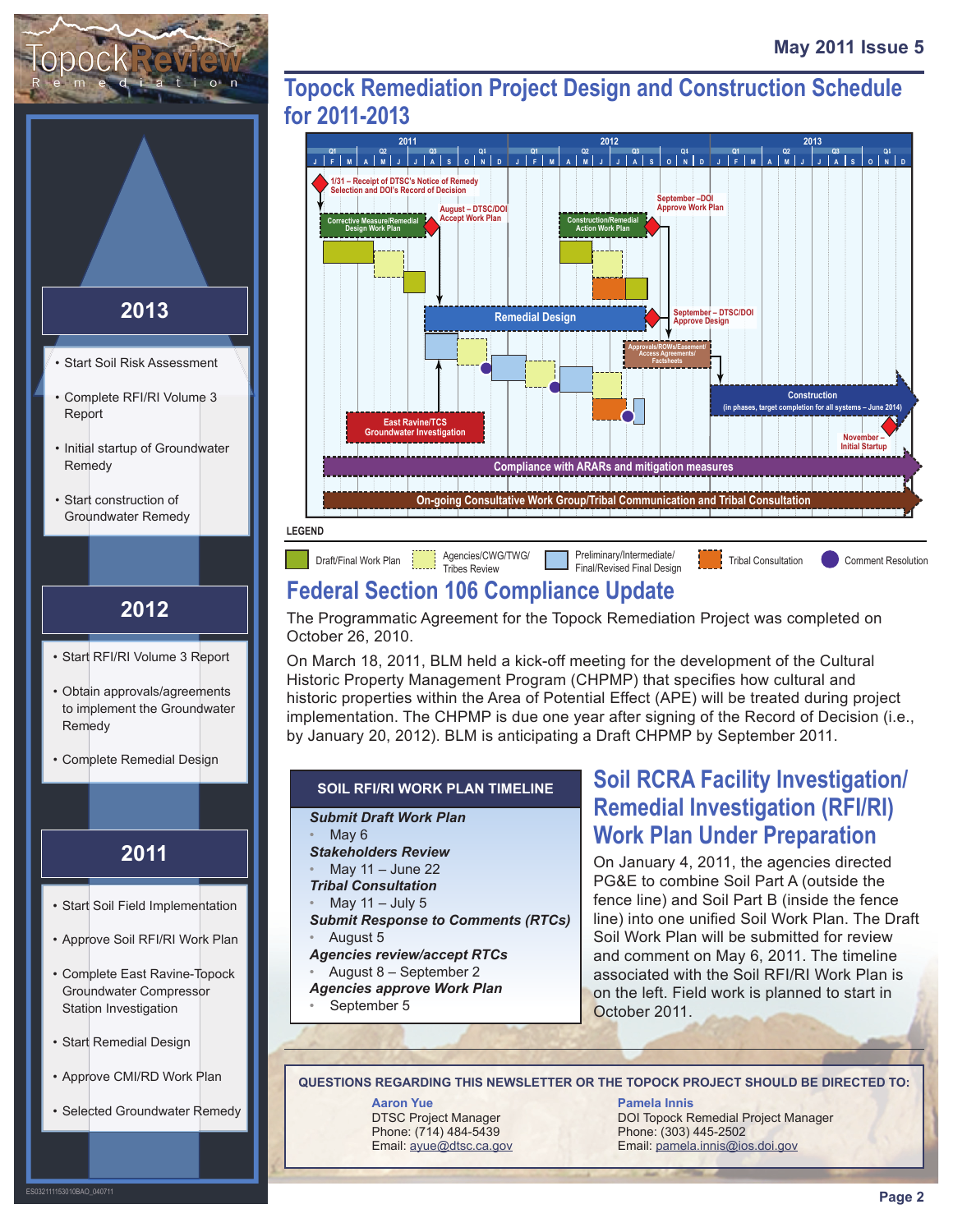# Topock Remediation Project Design and Construction Schedule for 2011-2013

2011 | 2012 | 2013

Q1 Q2 Q3 Q4 | Q1 Q2 Q3 Q4 | Q1 Q2 Q3 Q4

J F M A M J J A S O N D | J F M A M J J A S O N D | J F M A M J J A S O N D

1/31 – Receipt of DTSC's Notice of Remedy Selection and DOI's Record of Decision

August – DTSC/DOI Accept Work Plan

Corrective Measure/Remedial Design Work Plan

Construction/Remedial Action Work Plan

September –DOI Approve Work Plan

Remedial Design

September – DTSC/DOI Approve Design

Approvals/ROWs/Easement/ Access Agreements/ Factsheets

Construction (in phases, target completion for all systems – June 2014)

East Ravine/TCS Groundwater Investigation

November – Initial Startup

Compliance with ARARs and mitigation measures

On-going Consultative Work Group/Tribal Communication and Tribal Consultation

LEGEND

Draft/Final Work Plan | Agencies/CWG/TWG/ Tribes Review | Preliminary/Intermediate/ Final/Revised Final Design | Tribal Consultation | Comment Resolution

## 2013

- Start Soil Risk Assessment
- Complete RFI/RI Volume 3 Report
- Initial startup of Groundwater Remedy
- Start construction of Groundwater Remedy

## 2012

- Start RFI/RI Volume 3 Report
- Obtain approvals/agreements to implement the Groundwater Remedy
- Complete Remedial Design

## 2011

- Start Soil Field Implementation
- Approve Soil RFI/RI Work Plan
- Complete East Ravine-Topock Groundwater Compressor Station Investigation
- Start Remedial Design
- Approve CMI/RD Work Plan
- Selected Groundwater Remedy

## Federal Section 106 Compliance Update

The Programmatic Agreement for the Topock Remediation Project was completed on October 26, 2010.

On March 18, 2011, BLM held a kick-off meeting for the development of the Cultural Historic Property Management Program (CHPMP) that specifies how cultural and historic properties within the Area of Potential Effect (APE) will be treated during project implementation. The CHPMP is due one year after signing of the Record of Decision (i.e., by January 20, 2012). BLM is anticipating a Draft CHPMP by September 2011.

### SOIL RFI/RI WORK PLAN TIMELINE

***Submit Draft Work Plan***
- May 6

***Stakeholders Review***
- May 11 – June 22

***Tribal Consultation***
- May 11 – July 5

***Submit Response to Comments (RTCs)***
- August 5

***Agencies review/accept RTCs***
- August 8 – September 2

***Agencies approve Work Plan***
- September 5

## Soil RCRA Facility Investigation/ Remedial Investigation (RFI/RI) Work Plan Under Preparation

On January 4, 2011, the agencies directed PG&E to combine Soil Part A (outside the fence line) and Soil Part B (inside the fence line) into one unified Soil Work Plan. The Draft Soil Work Plan will be submitted for review and comment on May 6, 2011. The timeline associated with the Soil RFI/RI Work Plan is on the left. Field work is planned to start in October 2011.

**QUESTIONS REGARDING THIS NEWSLETTER OR THE TOPOCK PROJECT SHOULD BE DIRECTED TO:**

**Aaron Yue**
DTSC Project Manager
Phone: (714) 484-5439
Email: ayue@dtsc.ca.gov

**Pamela Innis**
DOI Topock Remedial Project Manager
Phone: (303) 445-2502
Email: pamela.innis@ios.doi.gov

ES032111153010BAO_040711